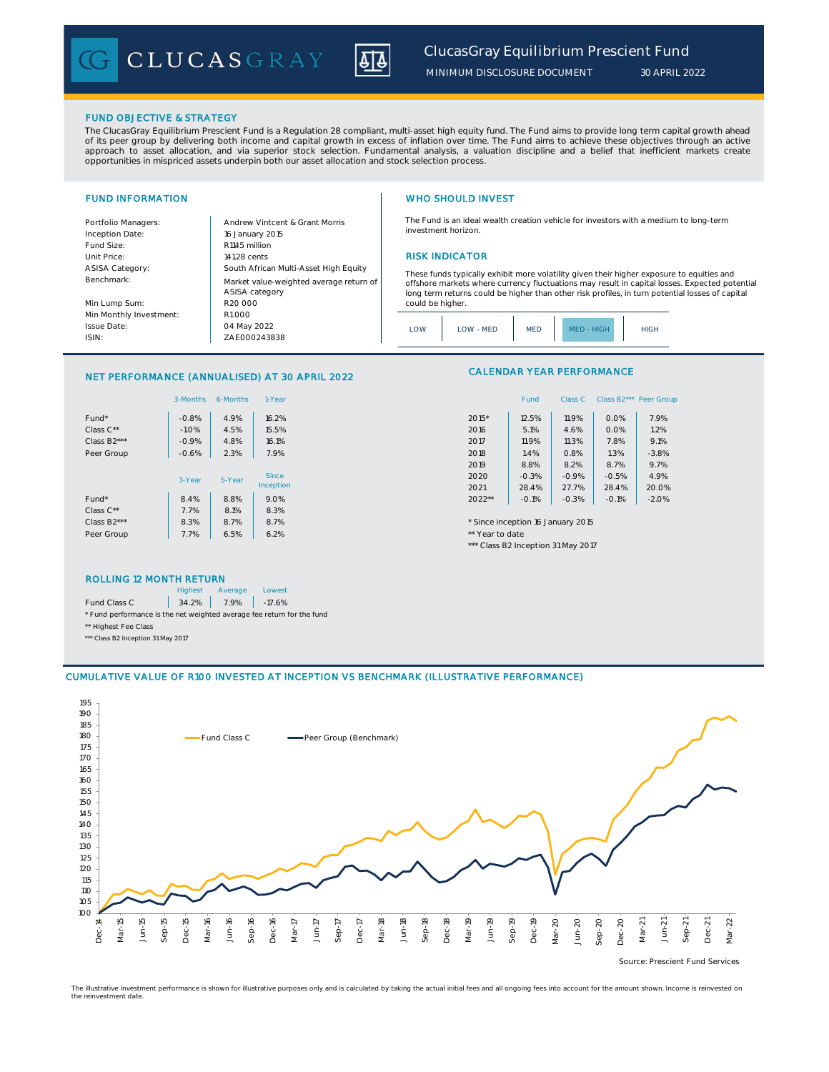# ClucasGray Equilibrium Prescient Fund

MINIMUM DISCLOSURE DOCUMENT 30 APRIL 2022

## FUND OBJECTIVE & STRATEGY

The ClucasGray Equilibrium Prescient Fund is a Regulation 28 compliant, multi-asset high equity fund. The Fund aims to provide long term capital growth ahead of its peer group by delivering both income and capital growth in excess of inflation over time. The Fund aims to achieve these objectives through an active approach to asset allocation, and via superior stock selection. Fundamental analysis, a valuation discipline and a belief that inefficient markets create opportunities in mispriced assets underpin both our asset allocation and stock selection process.

## FUND INFORMATION

| | |
|---|---|
| Portfolio Managers: | Andrew Vintcent & Grant Morris |
| Inception Date: | 16 January 2015 |
| Fund Size: | R1145 million |
| Unit Price: | 14128 cents |
| ASISA Category: | South African Multi-Asset High Equity |
| Benchmark: | Market value-weighted average return of ASISA category |
| Min Lump Sum: | R20 000 |
| Min Monthly Investment: | R1000 |
| Issue Date: | 04 May 2022 |
| ISIN: | ZAE000243838 |

## WHO SHOULD INVEST

The Fund is an ideal wealth creation vehicle for investors with a medium to long-term investment horizon.

## RISK INDICATOR

These funds typically exhibit more volatility given their higher exposure to equities and offshore markets where currency fluctuations may result in capital losses. Expected potential long term returns could be higher than other risk profiles, in turn potential losses of capital could be higher.

| LOW | LOW - MED | MED | **MED - HIGH** | HIGH |
|---|---|---|---|---|

## NET PERFORMANCE (ANNUALISED) AT 30 APRIL 2022

| | 3-Months | 6-Months | 1-Year |
|---|---|---|---|
| Fund* | -0.8% | 4.9% | 16.2% |
| Class C** | -1.0% | 4.5% | 15.5% |
| Class B2*** | -0.9% | 4.8% | 16.1% |
| Peer Group | -0.6% | 2.3% | 7.9% |

| | 3-Year | 5-Year | Since Inception |
|---|---|---|---|
| Fund* | 8.4% | 8.8% | 9.0% |
| Class C** | 7.7% | 8.1% | 8.3% |
| Class B2*** | 8.3% | 8.7% | 8.7% |
| Peer Group | 7.7% | 6.5% | 6.2% |

## CALENDAR YEAR PERFORMANCE

| | Fund | Class C | Class B2*** | Peer Group |
|---|---|---|---|---|
| 2015* | 12.5% | 11.9% | 0.0% | 7.9% |
| 2016 | 5.1% | 4.6% | 0.0% | 1.2% |
| 2017 | 11.9% | 11.3% | 7.8% | 9.1% |
| 2018 | 1.4% | 0.8% | 1.3% | -3.8% |
| 2019 | 8.8% | 8.2% | 8.7% | 9.7% |
| 2020 | -0.3% | -0.9% | -0.5% | 4.9% |
| 2021 | 28.4% | 27.7% | 28.4% | 20.0% |
| 2022** | -0.1% | -0.3% | -0.1% | -2.0% |

\* Since inception 16 January 2015
** Year to date
*** Class B2 Inception 31 May 2017

## ROLLING 12 MONTH RETURN

| | Highest | Average | Lowest |
|---|---|---|---|
| Fund Class C | 34.2% | 7.9% | -17.6% |

\* Fund performance is the net weighted average fee return for the fund
** Highest Fee Class
*** Class B2 Inception 31 May 2017

## CUMULATIVE VALUE OF R100 INVESTED AT INCEPTION VS BENCHMARK (ILLUSTRATIVE PERFORMANCE)

Fund Class C — Peer Group (Benchmark)

Source: Prescient Fund Services

The illustrative investment performance is shown for illustrative purposes only and is calculated by taking the actual initial fees and all ongoing fees into account for the amount shown. Income is reinvested on the reinvestment date.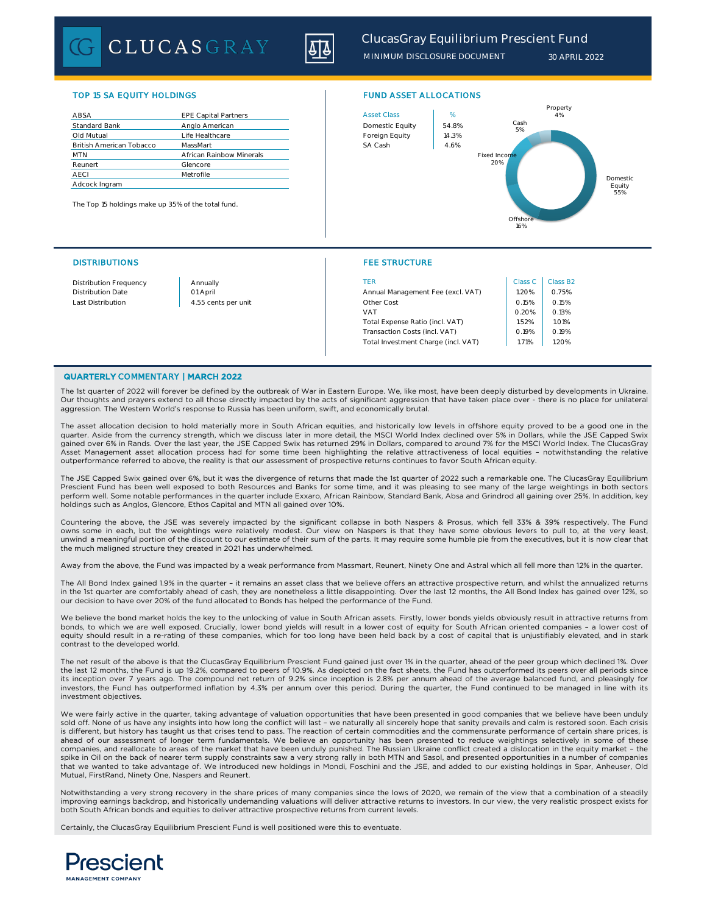# ClucasGray Equilibrium Prescient Fund

MINIMUM DISCLOSURE DOCUMENT 30 APRIL 2022

## TOP 15 SA EQUITY HOLDINGS

| | |
|---|---|
| ABSA | EPE Capital Partners |
| Standard Bank | Anglo American |
| Old Mutual | Life Healthcare |
| British American Tobacco | MassMart |
| MTN | African Rainbow Minerals |
| Reunert | Glencore |
| AECI | Metrofile |
| Adcock Ingram | |

The Top 15 holdings make up 35% of the total fund.

## FUND ASSET ALLOCATIONS

| Asset Class | % |
|---|---|
| Domestic Equity | 54.8% |
| Foreign Equity | 14.3% |
| SA Cash | 4.6% |

Property 4%, Cash 5%, Fixed Income 20%, Domestic Equity 55%, Offshore 16%

## DISTRIBUTIONS

| | |
|---|---|
| Distribution Frequency | Annually |
| Distribution Date | 01 April |
| Last Distribution | 4.55 cents per unit |

## FEE STRUCTURE

| TER | Class C | Class B2 |
|---|---|---|
| Annual Management Fee (excl. VAT) | 1.20% | 0.75% |
| Other Cost | 0.15% | 0.15% |
| VAT | 0.20% | 0.13% |
| Total Expense Ratio (incl. VAT) | 1.52% | 1.01% |
| Transaction Costs (incl. VAT) | 0.19% | 0.19% |
| Total Investment Charge (incl. VAT) | 1.71% | 1.20% |

## QUARTERLY COMMENTARY | MARCH 2022

The 1st quarter of 2022 will forever be defined by the outbreak of War in Eastern Europe. We, like most, have been deeply disturbed by developments in Ukraine. Our thoughts and prayers extend to all those directly impacted by the acts of significant aggression that have taken place over - there is no place for unilateral aggression. The Western World's response to Russia has been uniform, swift, and economically brutal.

The asset allocation decision to hold materially more in South African equities, and historically low levels in offshore equity proved to be a good one in the quarter. Aside from the currency strength, which we discuss later in more detail, the MSCI World Index declined over 5% in Dollars, while the JSE Capped Swix gained over 6% in Rands. Over the last year, the JSE Capped Swix has returned 29% in Dollars, compared to around 7% for the MSCI World Index. The ClucasGray Asset Management asset allocation process had for some time been highlighting the relative attractiveness of local equities – notwithstanding the relative outperformance referred to above, the reality is that our assessment of prospective returns continues to favor South African equity.

The JSE Capped Swix gained over 6%, but it was the divergence of returns that made the 1st quarter of 2022 such a remarkable one. The ClucasGray Equilibrium Prescient Fund has been well exposed to both Resources and Banks for some time, and it was pleasing to see many of the large weightings in both sectors perform well. Some notable performances in the quarter include Exxaro, African Rainbow, Standard Bank, Absa and Grindrod all gaining over 25%. In addition, key holdings such as Anglos, Glencore, Ethos Capital and MTN all gained over 10%.

Countering the above, the JSE was severely impacted by the significant collapse in both Naspers & Prosus, which fell 33% & 39% respectively. The Fund owns some in each, but the weightings were relatively modest. Our view on Naspers is that they have some obvious levers to pull to, at the very least, unwind a meaningful portion of the discount to our estimate of their sum of the parts. It may require some humble pie from the executives, but it is now clear that the much maligned structure they created in 2021 has underwhelmed.

Away from the above, the Fund was impacted by a weak performance from Massmart, Reunert, Ninety One and Astral which all fell more than 12% in the quarter.

The All Bond Index gained 1.9% in the quarter – it remains an asset class that we believe offers an attractive prospective return, and whilst the annualized returns in the 1st quarter are comfortably ahead of cash, they are nonetheless a little disappointing. Over the last 12 months, the All Bond Index has gained over 12%, so our decision to have over 20% of the fund allocated to Bonds has helped the performance of the Fund.

We believe the bond market holds the key to the unlocking of value in South African assets. Firstly, lower bonds yields obviously result in attractive returns from bonds, to which we are well exposed. Crucially, lower bond yields will result in a lower cost of equity for South African oriented companies – a lower cost of equity should result in a re-rating of these companies, which for too long have been held back by a cost of capital that is unjustifiably elevated, and in stark contrast to the developed world.

The net result of the above is that the ClucasGray Equilibrium Prescient Fund gained just over 1% in the quarter, ahead of the peer group which declined 1%. Over the last 12 months, the Fund is up 19.2%, compared to peers of 10.9%. As depicted on the fact sheets, the Fund has outperformed its peers over all periods since its inception over 7 years ago. The compound net return of 9.2% since inception is 2.8% per annum ahead of the average balanced fund, and pleasingly for investors, the Fund has outperformed inflation by 4.3% per annum over this period. During the quarter, the Fund continued to be managed in line with its investment objectives.

We were fairly active in the quarter, taking advantage of valuation opportunities that have been presented in good companies that we believe have been unduly sold off. None of us have any insights into how long the conflict will last – we naturally all sincerely hope that sanity prevails and calm is restored soon. Each crisis is different, but history has taught us that crises tend to pass. The reaction of certain commodities and the commensurate performance of certain share prices, is ahead of our assessment of longer term fundamentals. We believe an opportunity has been presented to reduce weightings selectively in some of these companies, and reallocate to areas of the market that have been unduly punished. The Russian Ukraine conflict created a dislocation in the equity market – the spike in Oil on the back of nearer term supply constraints saw a very strong rally in both MTN and Sasol, and presented opportunities in a number of companies that we wanted to take advantage of. We introduced new holdings in Mondi, Foschini and the JSE, and added to our existing holdings in Spar, Anheuser, Old Mutual, FirstRand, Ninety One, Naspers and Reunert.

Notwithstanding a very strong recovery in the share prices of many companies since the lows of 2020, we remain of the view that a combination of a steadily improving earnings backdrop, and historically undemanding valuations will deliver attractive returns to investors. In our view, the very realistic prospect exists for both South African bonds and equities to deliver attractive prospective returns from current levels.

Certainly, the ClucasGray Equilibrium Prescient Fund is well positioned were this to eventuate.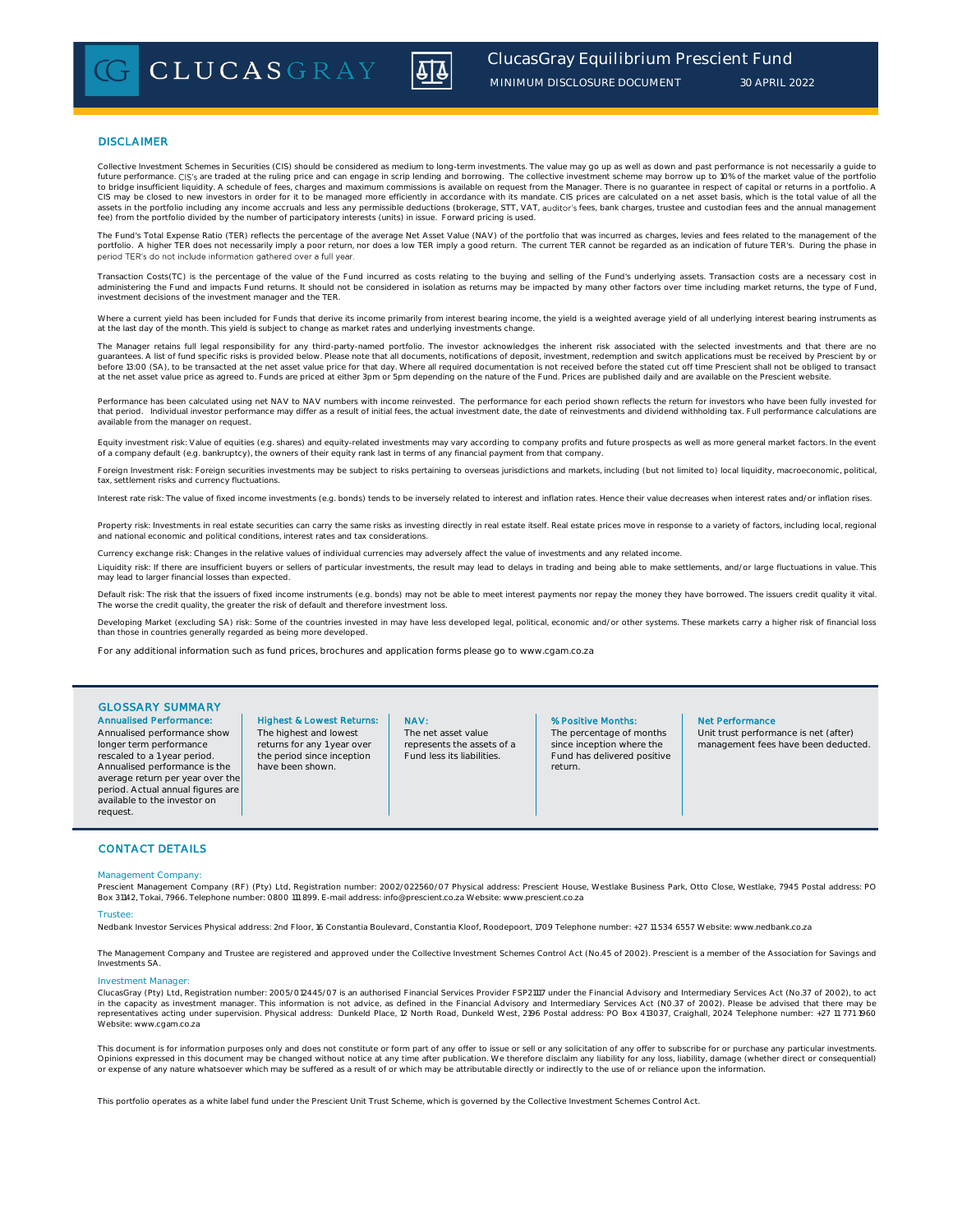# ClucasGray Equilibrium Prescient Fund

MINIMUM DISCLOSURE DOCUMENT 30 APRIL 2022

## DISCLAIMER

Collective Investment Schemes in Securities (CIS) should be considered as medium to long-term investments. The value may go up as well as down and past performance is not necessarily a guide to future performance. CIS's are traded at the ruling price and can engage in scrip lending and borrowing. The collective investment scheme may borrow up to 10% of the market value of the portfolio to bridge insufficient liquidity. A schedule of fees, charges and maximum commissions is available on request from the Manager. There is no guarantee in respect of capital or returns in a portfolio. A CIS may be closed to new investors in order for it to be managed more efficiently in accordance with its mandate. CIS prices are calculated on a net asset basis, which is the total value of all the assets in the portfolio including any income accruals and less any permissible deductions (brokerage, STT, VAT, auditor's fees, bank charges, trustee and custodian fees and the annual management fee) from the portfolio divided by the number of participatory interests (units) in issue. Forward pricing is used.

The Fund's Total Expense Ratio (TER) reflects the percentage of the average Net Asset Value (NAV) of the portfolio that was incurred as charges, levies and fees related to the management of the portfolio. A higher TER does not necessarily imply a poor return, nor does a low TER imply a good return. The current TER cannot be regarded as an indication of future TER's. During the phase in period TER's do not include information gathered over a full year.

Transaction Costs(TC) is the percentage of the value of the Fund incurred as costs relating to the buying and selling of the Fund's underlying assets. Transaction costs are a necessary cost in administering the Fund and impacts Fund returns. It should not be considered in isolation as returns may be impacted by many other factors over time including market returns, the type of Fund, investment decisions of the investment manager and the TER.

Where a current yield has been included for Funds that derive its income primarily from interest bearing income, the yield is a weighted average yield of all underlying interest bearing instruments as at the last day of the month. This yield is subject to change as market rates and underlying investments change.

The Manager retains full legal responsibility for any third-party-named portfolio. The investor acknowledges the inherent risk associated with the selected investments and that there are no guarantees. A list of fund specific risks is provided below. Please note that all documents, notifications of deposit, investment, redemption and switch applications must be received by Prescient by or before 13:00 (SA), to be transacted at the net asset value price for that day. Where all required documentation is not received before the stated cut off time Prescient shall not be obliged to transact at the net asset value price as agreed to. Funds are priced at either 3pm or 5pm depending on the nature of the Fund. Prices are published daily and are available on the Prescient website.

Performance has been calculated using net NAV to NAV numbers with income reinvested. The performance for each period shown reflects the return for investors who have been fully invested for that period. Individual investor performance may differ as a result of initial fees, the actual investment date, the date of reinvestments and dividend withholding tax. Full performance calculations are available from the manager on request.

Equity investment risk: Value of equities (e.g. shares) and equity-related investments may vary according to company profits and future prospects as well as more general market factors. In the event of a company default (e.g. bankruptcy), the owners of their equity rank last in terms of any financial payment from that company.

Foreign Investment risk: Foreign securities investments may be subject to risks pertaining to overseas jurisdictions and markets, including (but not limited to) local liquidity, macroeconomic, political, tax, settlement risks and currency fluctuations.

Interest rate risk: The value of fixed income investments (e.g. bonds) tends to be inversely related to interest and inflation rates. Hence their value decreases when interest rates and/or inflation rises.

Property risk: Investments in real estate securities can carry the same risks as investing directly in real estate itself. Real estate prices move in response to a variety of factors, including local, regional and national economic and political conditions, interest rates and tax considerations.

Currency exchange risk: Changes in the relative values of individual currencies may adversely affect the value of investments and any related income.

Liquidity risk: If there are insufficient buyers or sellers of particular investments, the result may lead to delays in trading and being able to make settlements, and/or large fluctuations in value. This may lead to larger financial losses than expected.

Default risk: The risk that the issuers of fixed income instruments (e.g. bonds) may not be able to meet interest payments nor repay the money they have borrowed. The issuers credit quality it vital. The worse the credit quality, the greater the risk of default and therefore investment loss.

Developing Market (excluding SA) risk: Some of the countries invested in may have less developed legal, political, economic and/or other systems. These markets carry a higher risk of financial loss than those in countries generally regarded as being more developed.

For any additional information such as fund prices, brochures and application forms please go to www.cgam.co.za

## GLOSSARY SUMMARY

**Annualised Performance:** Annualised performance show longer term performance rescaled to a 1 year period. Annualised performance is the average return per year over the period. Actual annual figures are available to the investor on request.

**Highest & Lowest Returns:** The highest and lowest returns for any 1 year over the period since inception have been shown.

**NAV:** The net asset value represents the assets of a Fund less its liabilities.

**% Positive Months:** The percentage of months since inception where the Fund has delivered positive return.

**Net Performance** Unit trust performance is net (after) management fees have been deducted.

## CONTACT DETAILS

**Management Company:**

Prescient Management Company (RF) (Pty) Ltd, Registration number: 2002/022560/07 Physical address: Prescient House, Westlake Business Park, Otto Close, Westlake, 7945 Postal address: PO Box 31142, Tokai, 7966. Telephone number: 0800 111 899. E-mail address: info@prescient.co.za Website: www.prescient.co.za

**Trustee:**

Nedbank Investor Services Physical address: 2nd Floor, 16 Constantia Boulevard, Constantia Kloof, Roodepoort, 1709 Telephone number: +27 11 534 6557 Website: www.nedbank.co.za

The Management Company and Trustee are registered and approved under the Collective Investment Schemes Control Act (No.45 of 2002). Prescient is a member of the Association for Savings and Investments SA.

**Investment Manager:**

ClucasGray (Pty) Ltd, Registration number: 2005/012445/07 is an authorised Financial Services Provider FSP21117 under the Financial Advisory and Intermediary Services Act (No.37 of 2002), to act in the capacity as investment manager. This information is not advice, as defined in the Financial Advisory and Intermediary Services Act (NO.37 of 2002). Please be advised that there may be representatives acting under supervision. Physical address: Dunkeld Place, 12 North Road, Dunkeld West, 2196 Postal address: PO Box 413037, Craighall, 2024 Telephone number: +27 11 771 1960 Website: www.cgam.co.za

This document is for information purposes only and does not constitute or form part of any offer to issue or sell or any solicitation of any offer to subscribe for or purchase any particular investments. Opinions expressed in this document may be changed without notice at any time after publication. We therefore disclaim any liability for any loss, liability, damage (whether direct or consequential) or expense of any nature whatsoever which may be suffered as a result of or which may be attributable directly or indirectly to the use of or reliance upon the information.

This portfolio operates as a white label fund under the Prescient Unit Trust Scheme, which is governed by the Collective Investment Schemes Control Act.